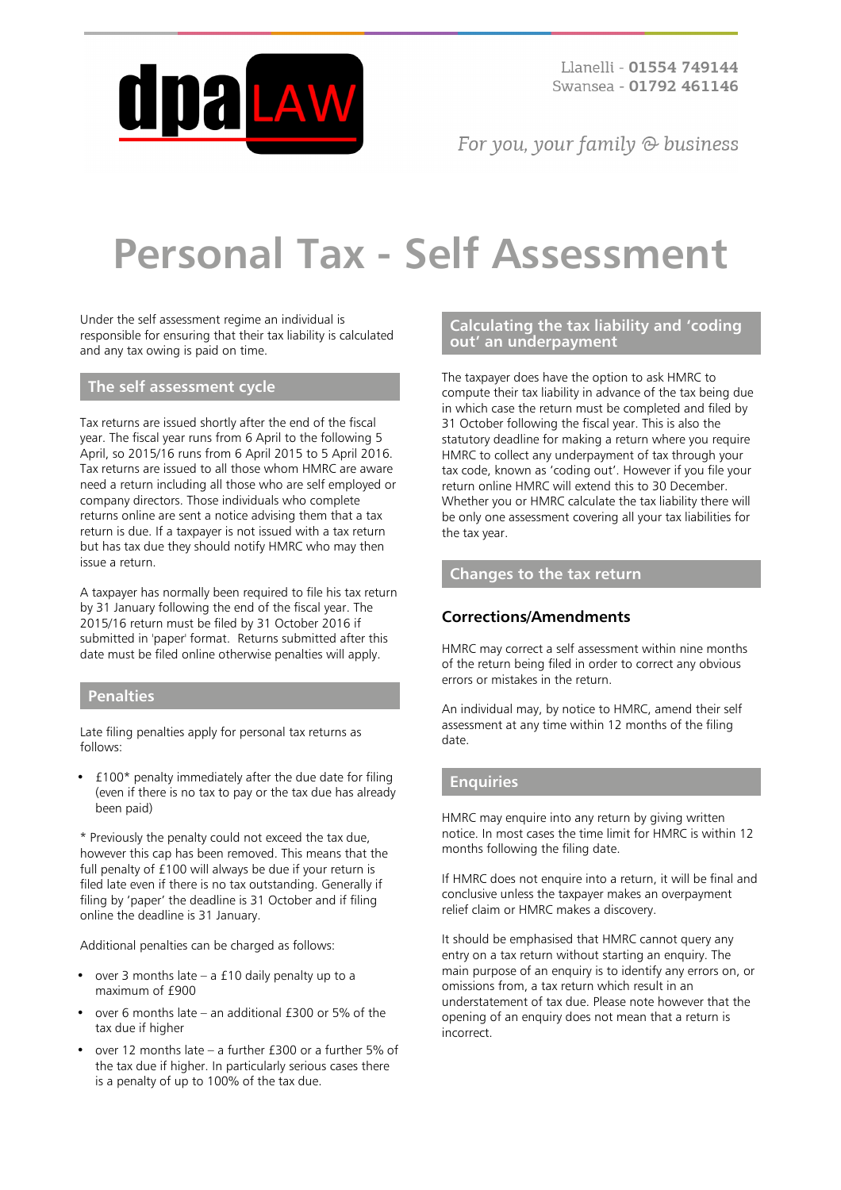Llanelli - **01554 749144**
Swansea - **01792 461146**

*For you, your family & business*

# Personal Tax - Self Assessment

Under the self assessment regime an individual is responsible for ensuring that their tax liability is calculated and any tax owing is paid on time.

## The self assessment cycle

Tax returns are issued shortly after the end of the fiscal year. The fiscal year runs from 6 April to the following 5 April, so 2015/16 runs from 6 April 2015 to 5 April 2016. Tax returns are issued to all those whom HMRC are aware need a return including all those who are self employed or company directors. Those individuals who complete returns online are sent a notice advising them that a tax return is due. If a taxpayer is not issued with a tax return but has tax due they should notify HMRC who may then issue a return.

A taxpayer has normally been required to file his tax return by 31 January following the end of the fiscal year. The 2015/16 return must be filed by 31 October 2016 if submitted in 'paper' format. Returns submitted after this date must be filed online otherwise penalties will apply.

## Penalties

Late filing penalties apply for personal tax returns as follows:

- £100* penalty immediately after the due date for filing (even if there is no tax to pay or the tax due has already been paid)

* Previously the penalty could not exceed the tax due, however this cap has been removed. This means that the full penalty of £100 will always be due if your return is filed late even if there is no tax outstanding. Generally if filing by 'paper' the deadline is 31 October and if filing online the deadline is 31 January.

Additional penalties can be charged as follows:

- over 3 months late – a £10 daily penalty up to a maximum of £900
- over 6 months late – an additional £300 or 5% of the tax due if higher
- over 12 months late – a further £300 or a further 5% of the tax due if higher. In particularly serious cases there is a penalty of up to 100% of the tax due.

## Calculating the tax liability and 'coding out' an underpayment

The taxpayer does have the option to ask HMRC to compute their tax liability in advance of the tax being due in which case the return must be completed and filed by 31 October following the fiscal year. This is also the statutory deadline for making a return where you require HMRC to collect any underpayment of tax through your tax code, known as 'coding out'. However if you file your return online HMRC will extend this to 30 December. Whether you or HMRC calculate the tax liability there will be only one assessment covering all your tax liabilities for the tax year.

## Changes to the tax return

### Corrections/Amendments

HMRC may correct a self assessment within nine months of the return being filed in order to correct any obvious errors or mistakes in the return.

An individual may, by notice to HMRC, amend their self assessment at any time within 12 months of the filing date.

## Enquiries

HMRC may enquire into any return by giving written notice. In most cases the time limit for HMRC is within 12 months following the filing date.

If HMRC does not enquire into a return, it will be final and conclusive unless the taxpayer makes an overpayment relief claim or HMRC makes a discovery.

It should be emphasised that HMRC cannot query any entry on a tax return without starting an enquiry. The main purpose of an enquiry is to identify any errors on, or omissions from, a tax return which result in an understatement of tax due. Please note however that the opening of an enquiry does not mean that a return is incorrect.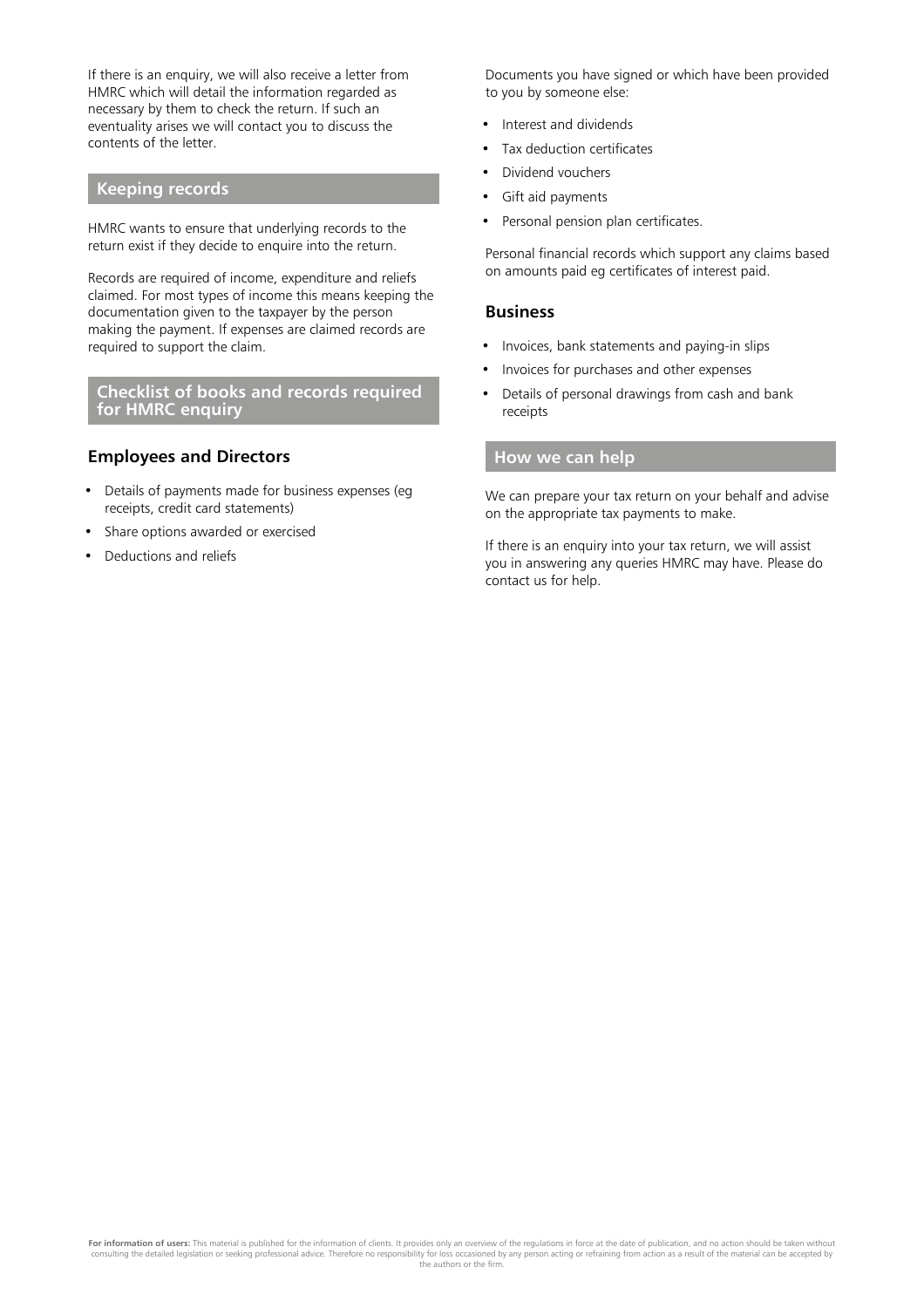If there is an enquiry, we will also receive a letter from HMRC which will detail the information regarded as necessary by them to check the return. If such an eventuality arises we will contact you to discuss the contents of the letter.

## Keeping records

HMRC wants to ensure that underlying records to the return exist if they decide to enquire into the return.

Records are required of income, expenditure and reliefs claimed. For most types of income this means keeping the documentation given to the taxpayer by the person making the payment. If expenses are claimed records are required to support the claim.

## Checklist of books and records required for HMRC enquiry

### Employees and Directors

- Details of payments made for business expenses (eg receipts, credit card statements)
- Share options awarded or exercised
- Deductions and reliefs

Documents you have signed or which have been provided to you by someone else:

- Interest and dividends
- Tax deduction certificates
- Dividend vouchers
- Gift aid payments
- Personal pension plan certificates.

Personal financial records which support any claims based on amounts paid eg certificates of interest paid.

### Business

- Invoices, bank statements and paying-in slips
- Invoices for purchases and other expenses
- Details of personal drawings from cash and bank receipts

## How we can help

We can prepare your tax return on your behalf and advise on the appropriate tax payments to make.

If there is an enquiry into your tax return, we will assist you in answering any queries HMRC may have. Please do contact us for help.

**For information of users:** This material is published for the information of clients. It provides only an overview of the regulations in force at the date of publication, and no action should be taken without consulting the detailed legislation or seeking professional advice. Therefore no responsibility for loss occasioned by any person acting or refraining from action as a result of the material can be accepted by the authors or the firm.